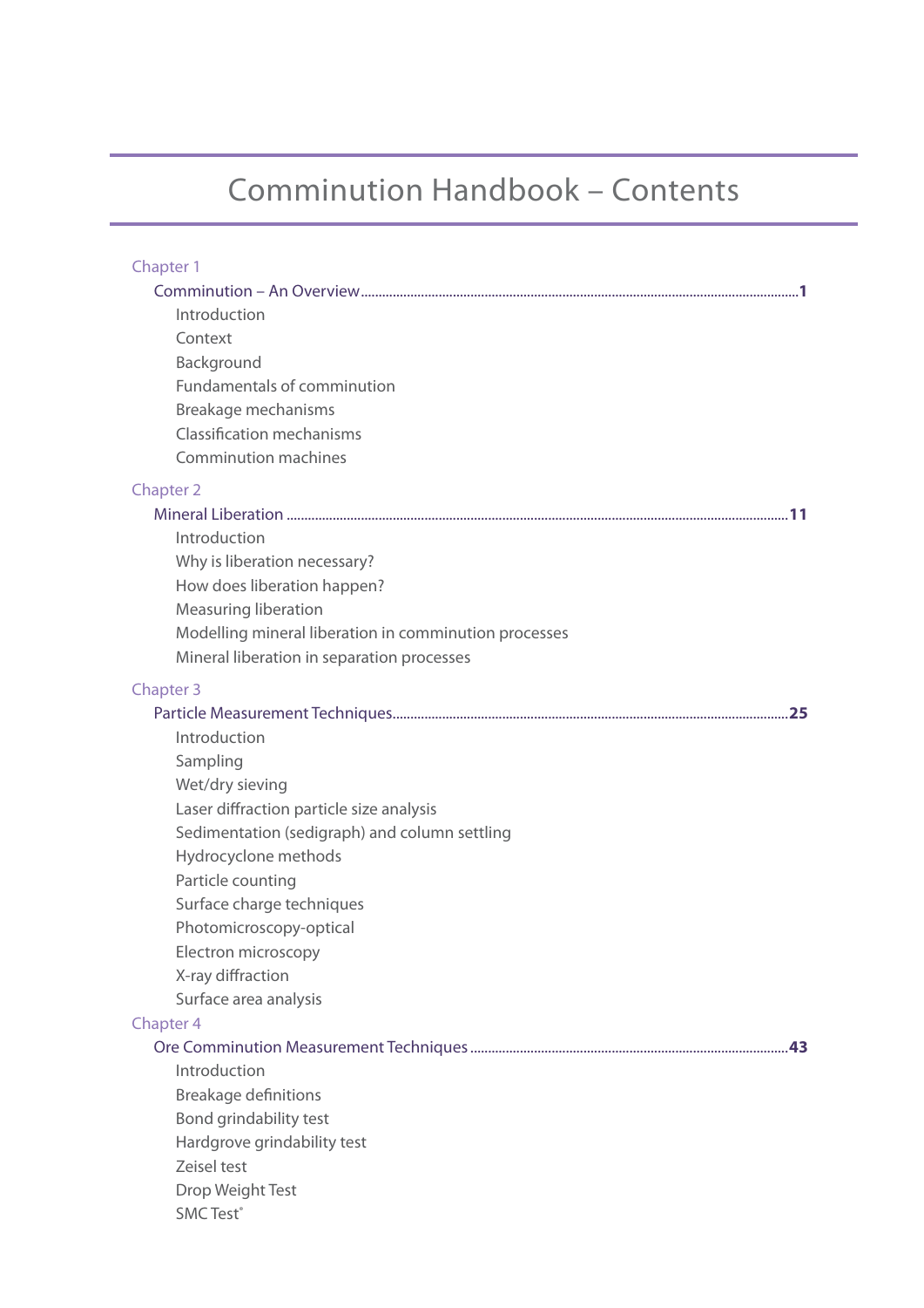# Comminution Handbook – Contents

Chapter 1

**Comminution – An Overview** ........................................................................ **1**

- Introduction
- Context
- Background
- Fundamentals of comminution
- Breakage mechanisms
- Classification mechanisms
- Comminution machines

Chapter 2

**Mineral Liberation** ........................................................................ **11**

- Introduction
- Why is liberation necessary?
- How does liberation happen?
- Measuring liberation
- Modelling mineral liberation in comminution processes
- Mineral liberation in separation processes

Chapter 3

**Particle Measurement Techniques** ........................................................................ **25**

- Introduction
- Sampling
- Wet/dry sieving
- Laser diffraction particle size analysis
- Sedimentation (sedigraph) and column settling
- Hydrocyclone methods
- Particle counting
- Surface charge techniques
- Photomicroscopy-optical
- Electron microscopy
- X-ray diffraction
- Surface area analysis

Chapter 4

**Ore Comminution Measurement Techniques** ........................................................................ **43**

- Introduction
- Breakage definitions
- Bond grindability test
- Hardgrove grindability test
- Zeisel test
- Drop Weight Test
- SMC Test®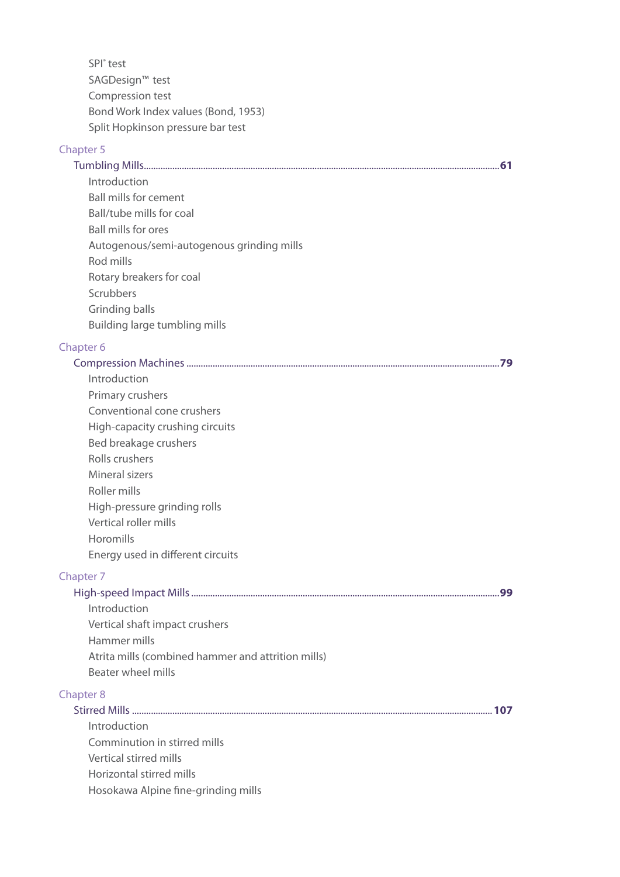SPI® test
SAGDesign™ test
Compression test
Bond Work Index values (Bond, 1953)
Split Hopkinson pressure bar test

Chapter 5

**Tumbling Mills** .......... **61**

- Introduction
- Ball mills for cement
- Ball/tube mills for coal
- Ball mills for ores
- Autogenous/semi-autogenous grinding mills
- Rod mills
- Rotary breakers for coal
- Scrubbers
- Grinding balls
- Building large tumbling mills

Chapter 6

**Compression Machines** .......... **79**

- Introduction
- Primary crushers
- Conventional cone crushers
- High-capacity crushing circuits
- Bed breakage crushers
- Rolls crushers
- Mineral sizers
- Roller mills
- High-pressure grinding rolls
- Vertical roller mills
- Horomills
- Energy used in different circuits

Chapter 7

**High-speed Impact Mills** .......... **99**

- Introduction
- Vertical shaft impact crushers
- Hammer mills
- Atrita mills (combined hammer and attrition mills)
- Beater wheel mills

Chapter 8

**Stirred Mills** .......... **107**

- Introduction
- Comminution in stirred mills
- Vertical stirred mills
- Horizontal stirred mills
- Hosokawa Alpine fine-grinding mills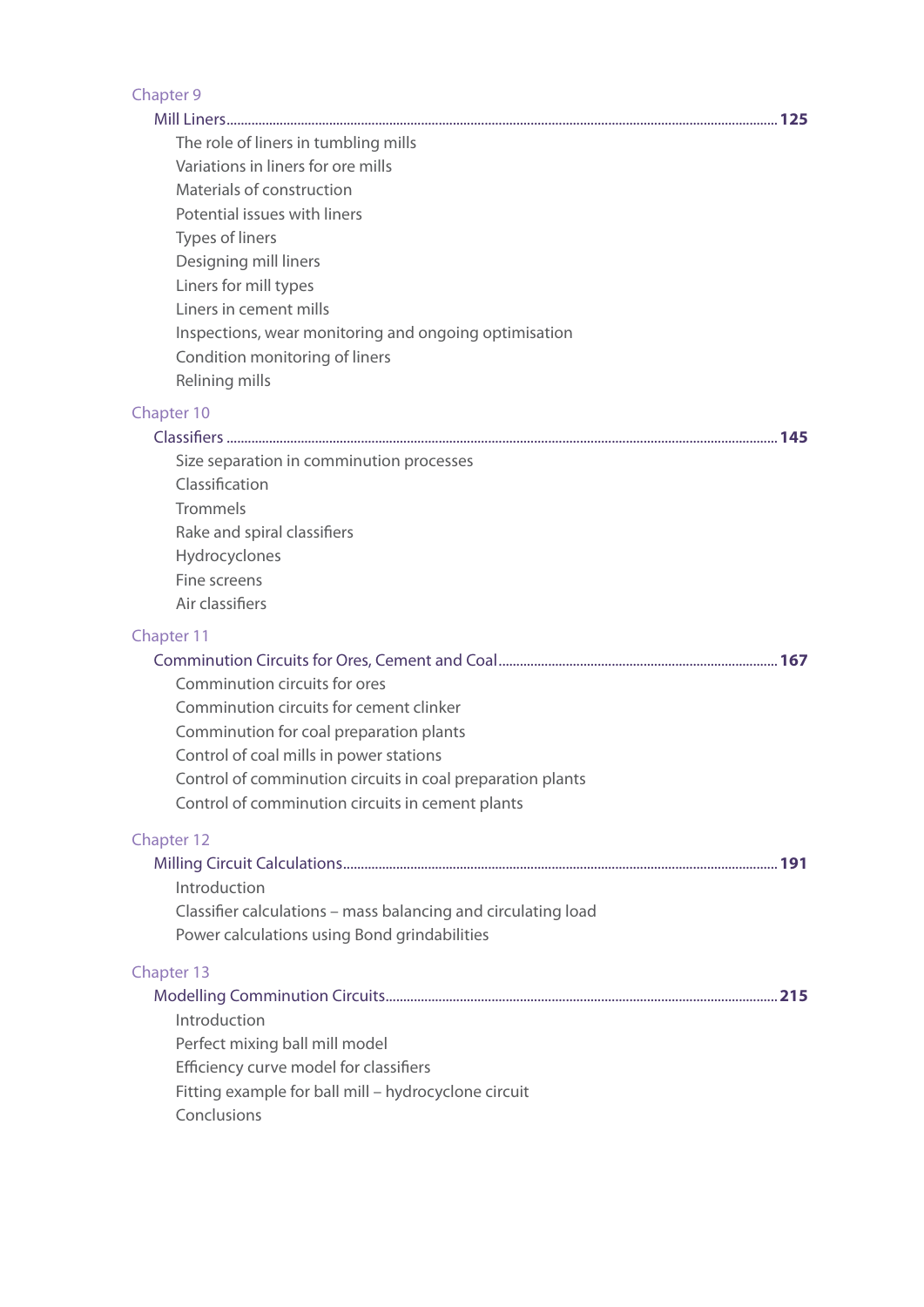Chapter 9

**Mill Liners** ........................................................................................................................................ **125**

- The role of liners in tumbling mills
- Variations in liners for ore mills
- Materials of construction
- Potential issues with liners
- Types of liners
- Designing mill liners
- Liners for mill types
- Liners in cement mills
- Inspections, wear monitoring and ongoing optimisation
- Condition monitoring of liners
- Relining mills

Chapter 10

**Classifiers** ........................................................................................................................................ **145**

- Size separation in comminution processes
- Classification
- Trommels
- Rake and spiral classifiers
- Hydrocyclones
- Fine screens
- Air classifiers

Chapter 11

**Comminution Circuits for Ores, Cement and Coal** ................................................................ **167**

- Comminution circuits for ores
- Comminution circuits for cement clinker
- Comminution for coal preparation plants
- Control of coal mills in power stations
- Control of comminution circuits in coal preparation plants
- Control of comminution circuits in cement plants

Chapter 12

**Milling Circuit Calculations** ...................................................................................................... **191**

- Introduction
- Classifier calculations – mass balancing and circulating load
- Power calculations using Bond grindabilities

Chapter 13

**Modelling Comminution Circuits** ............................................................................................ **215**

- Introduction
- Perfect mixing ball mill model
- Efficiency curve model for classifiers
- Fitting example for ball mill – hydrocyclone circuit
- Conclusions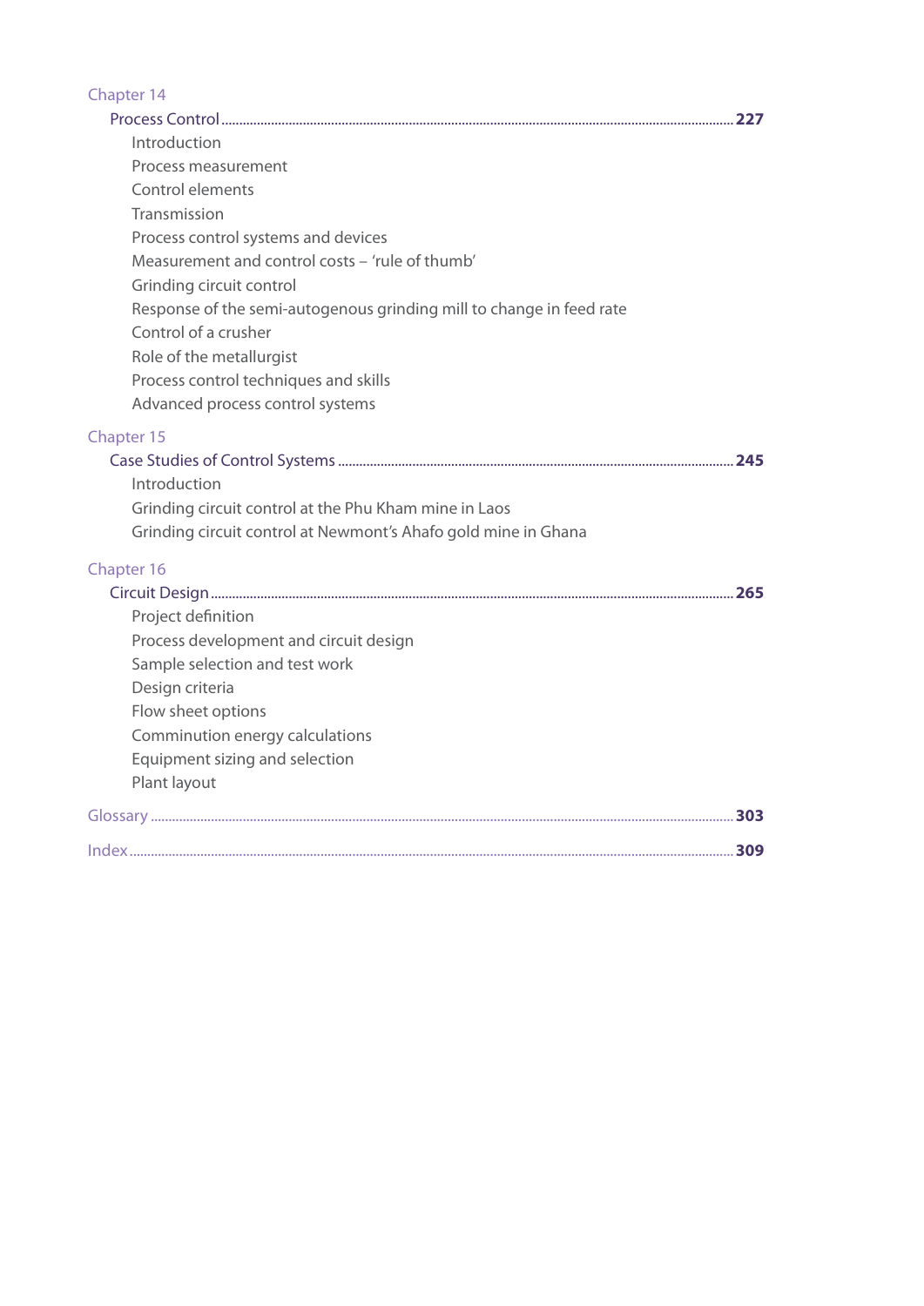Chapter 14

Process Control ....................................................................................................... **227**

- Introduction
- Process measurement
- Control elements
- Transmission
- Process control systems and devices
- Measurement and control costs – 'rule of thumb'
- Grinding circuit control
- Response of the semi-autogenous grinding mill to change in feed rate
- Control of a crusher
- Role of the metallurgist
- Process control techniques and skills
- Advanced process control systems

Chapter 15

Case Studies of Control Systems ....................................................................................................... **245**

- Introduction
- Grinding circuit control at the Phu Kham mine in Laos
- Grinding circuit control at Newmont's Ahafo gold mine in Ghana

Chapter 16

Circuit Design ....................................................................................................... **265**

- Project definition
- Process development and circuit design
- Sample selection and test work
- Design criteria
- Flow sheet options
- Comminution energy calculations
- Equipment sizing and selection
- Plant layout

Glossary ....................................................................................................... **303**

Index ....................................................................................................... **309**